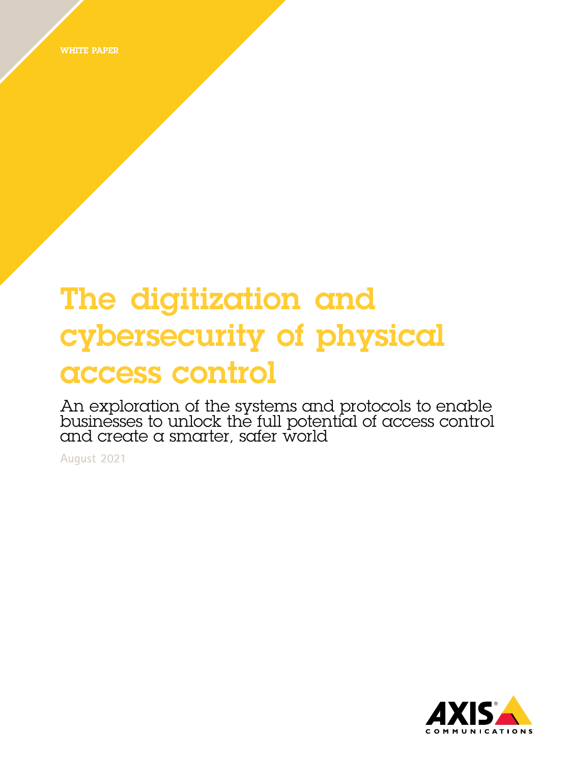WHITE PAPER

# The digitization and cybersecurity of physical access control

An exploration of the systems and protocols to enable businesses to unlock the full potential of access control and create a smarter, safer world

August 2021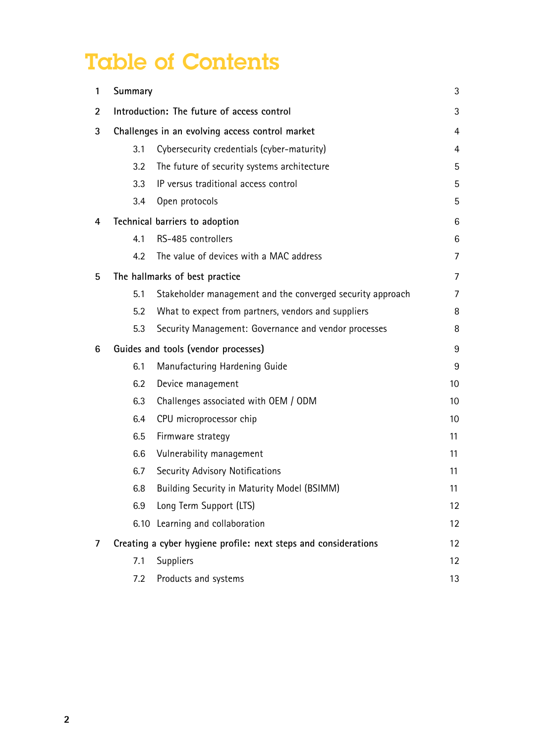# Table of Contents

| | | |
|---|---|---|
| 1 | Summary | 3 |
| 2 | Introduction: The future of access control | 3 |
| 3 | Challenges in an evolving access control market | 4 |
| 3.1 | Cybersecurity credentials (cyber-maturity) | 4 |
| 3.2 | The future of security systems architecture | 5 |
| 3.3 | IP versus traditional access control | 5 |
| 3.4 | Open protocols | 5 |
| 4 | Technical barriers to adoption | 6 |
| 4.1 | RS-485 controllers | 6 |
| 4.2 | The value of devices with a MAC address | 7 |
| 5 | The hallmarks of best practice | 7 |
| 5.1 | Stakeholder management and the converged security approach | 7 |
| 5.2 | What to expect from partners, vendors and suppliers | 8 |
| 5.3 | Security Management: Governance and vendor processes | 8 |
| 6 | Guides and tools (vendor processes) | 9 |
| 6.1 | Manufacturing Hardening Guide | 9 |
| 6.2 | Device management | 10 |
| 6.3 | Challenges associated with OEM / ODM | 10 |
| 6.4 | CPU microprocessor chip | 10 |
| 6.5 | Firmware strategy | 11 |
| 6.6 | Vulnerability management | 11 |
| 6.7 | Security Advisory Notifications | 11 |
| 6.8 | Building Security in Maturity Model (BSIMM) | 11 |
| 6.9 | Long Term Support (LTS) | 12 |
| 6.10 | Learning and collaboration | 12 |
| 7 | Creating a cyber hygiene profile: next steps and considerations | 12 |
| 7.1 | Suppliers | 12 |
| 7.2 | Products and systems | 13 |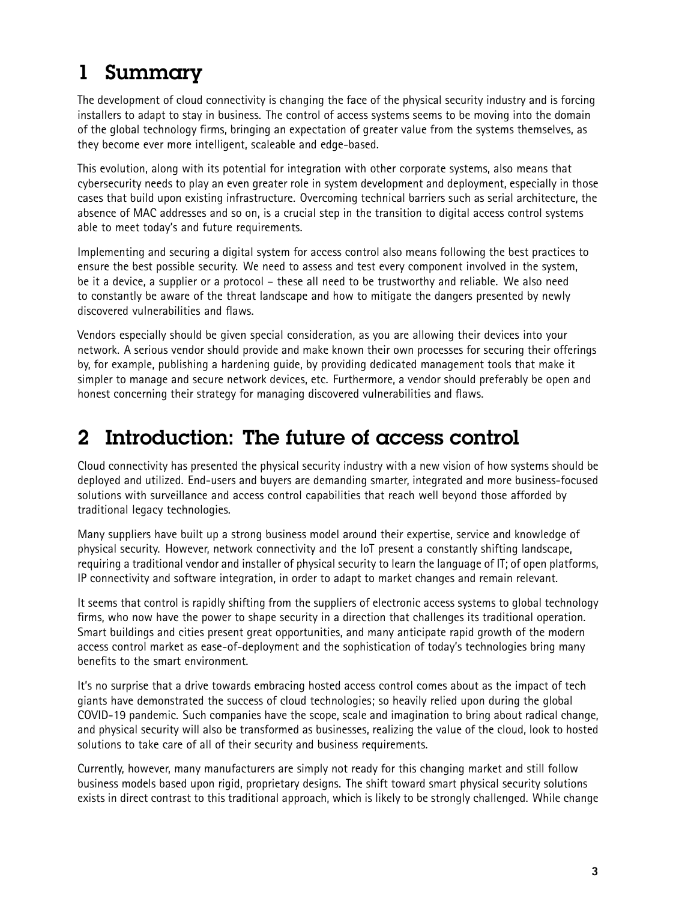# 1 Summary

The development of cloud connectivity is changing the face of the physical security industry and is forcing installers to adapt to stay in business. The control of access systems seems to be moving into the domain of the global technology firms, bringing an expectation of greater value from the systems themselves, as they become ever more intelligent, scaleable and edge-based.

This evolution, along with its potential for integration with other corporate systems, also means that cybersecurity needs to play an even greater role in system development and deployment, especially in those cases that build upon existing infrastructure. Overcoming technical barriers such as serial architecture, the absence of MAC addresses and so on, is a crucial step in the transition to digital access control systems able to meet today's and future requirements.

Implementing and securing a digital system for access control also means following the best practices to ensure the best possible security. We need to assess and test every component involved in the system, be it a device, a supplier or a protocol – these all need to be trustworthy and reliable. We also need to constantly be aware of the threat landscape and how to mitigate the dangers presented by newly discovered vulnerabilities and flaws.

Vendors especially should be given special consideration, as you are allowing their devices into your network. A serious vendor should provide and make known their own processes for securing their offerings by, for example, publishing a hardening guide, by providing dedicated management tools that make it simpler to manage and secure network devices, etc. Furthermore, a vendor should preferably be open and honest concerning their strategy for managing discovered vulnerabilities and flaws.

# 2 Introduction: The future of access control

Cloud connectivity has presented the physical security industry with a new vision of how systems should be deployed and utilized. End-users and buyers are demanding smarter, integrated and more business-focused solutions with surveillance and access control capabilities that reach well beyond those afforded by traditional legacy technologies.

Many suppliers have built up a strong business model around their expertise, service and knowledge of physical security. However, network connectivity and the IoT present a constantly shifting landscape, requiring a traditional vendor and installer of physical security to learn the language of IT; of open platforms, IP connectivity and software integration, in order to adapt to market changes and remain relevant.

It seems that control is rapidly shifting from the suppliers of electronic access systems to global technology firms, who now have the power to shape security in a direction that challenges its traditional operation. Smart buildings and cities present great opportunities, and many anticipate rapid growth of the modern access control market as ease-of-deployment and the sophistication of today's technologies bring many benefits to the smart environment.

It's no surprise that a drive towards embracing hosted access control comes about as the impact of tech giants have demonstrated the success of cloud technologies; so heavily relied upon during the global COVID-19 pandemic. Such companies have the scope, scale and imagination to bring about radical change, and physical security will also be transformed as businesses, realizing the value of the cloud, look to hosted solutions to take care of all of their security and business requirements.

Currently, however, many manufacturers are simply not ready for this changing market and still follow business models based upon rigid, proprietary designs. The shift toward smart physical security solutions exists in direct contrast to this traditional approach, which is likely to be strongly challenged. While change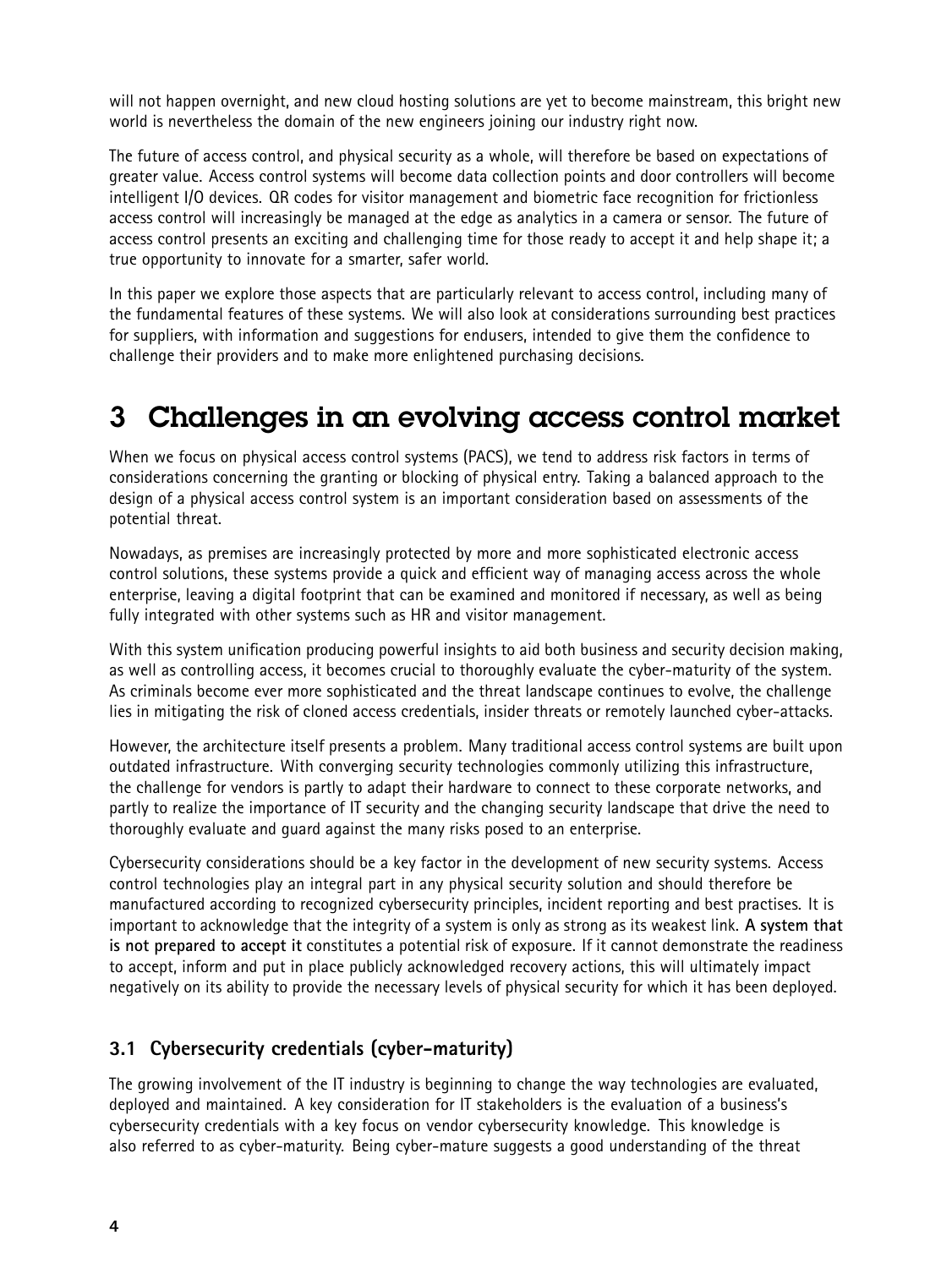will not happen overnight, and new cloud hosting solutions are yet to become mainstream, this bright new world is nevertheless the domain of the new engineers joining our industry right now.

The future of access control, and physical security as a whole, will therefore be based on expectations of greater value. Access control systems will become data collection points and door controllers will become intelligent I/O devices. QR codes for visitor management and biometric face recognition for frictionless access control will increasingly be managed at the edge as analytics in a camera or sensor. The future of access control presents an exciting and challenging time for those ready to accept it and help shape it; a true opportunity to innovate for a smarter, safer world.

In this paper we explore those aspects that are particularly relevant to access control, including many of the fundamental features of these systems. We will also look at considerations surrounding best practices for suppliers, with information and suggestions for endusers, intended to give them the confidence to challenge their providers and to make more enlightened purchasing decisions.

# 3 Challenges in an evolving access control market

When we focus on physical access control systems (PACS), we tend to address risk factors in terms of considerations concerning the granting or blocking of physical entry. Taking a balanced approach to the design of a physical access control system is an important consideration based on assessments of the potential threat.

Nowadays, as premises are increasingly protected by more and more sophisticated electronic access control solutions, these systems provide a quick and efficient way of managing access across the whole enterprise, leaving a digital footprint that can be examined and monitored if necessary, as well as being fully integrated with other systems such as HR and visitor management.

With this system unification producing powerful insights to aid both business and security decision making, as well as controlling access, it becomes crucial to thoroughly evaluate the cyber-maturity of the system. As criminals become ever more sophisticated and the threat landscape continues to evolve, the challenge lies in mitigating the risk of cloned access credentials, insider threats or remotely launched cyber-attacks.

However, the architecture itself presents a problem. Many traditional access control systems are built upon outdated infrastructure. With converging security technologies commonly utilizing this infrastructure, the challenge for vendors is partly to adapt their hardware to connect to these corporate networks, and partly to realize the importance of IT security and the changing security landscape that drive the need to thoroughly evaluate and guard against the many risks posed to an enterprise.

Cybersecurity considerations should be a key factor in the development of new security systems. Access control technologies play an integral part in any physical security solution and should therefore be manufactured according to recognized cybersecurity principles, incident reporting and best practises. It is important to acknowledge that the integrity of a system is only as strong as its weakest link. **A system that is not prepared to accept it** constitutes a potential risk of exposure. If it cannot demonstrate the readiness to accept, inform and put in place publicly acknowledged recovery actions, this will ultimately impact negatively on its ability to provide the necessary levels of physical security for which it has been deployed.

## 3.1 Cybersecurity credentials (cyber-maturity)

The growing involvement of the IT industry is beginning to change the way technologies are evaluated, deployed and maintained. A key consideration for IT stakeholders is the evaluation of a business's cybersecurity credentials with a key focus on vendor cybersecurity knowledge. This knowledge is also referred to as cyber-maturity. Being cyber-mature suggests a good understanding of the threat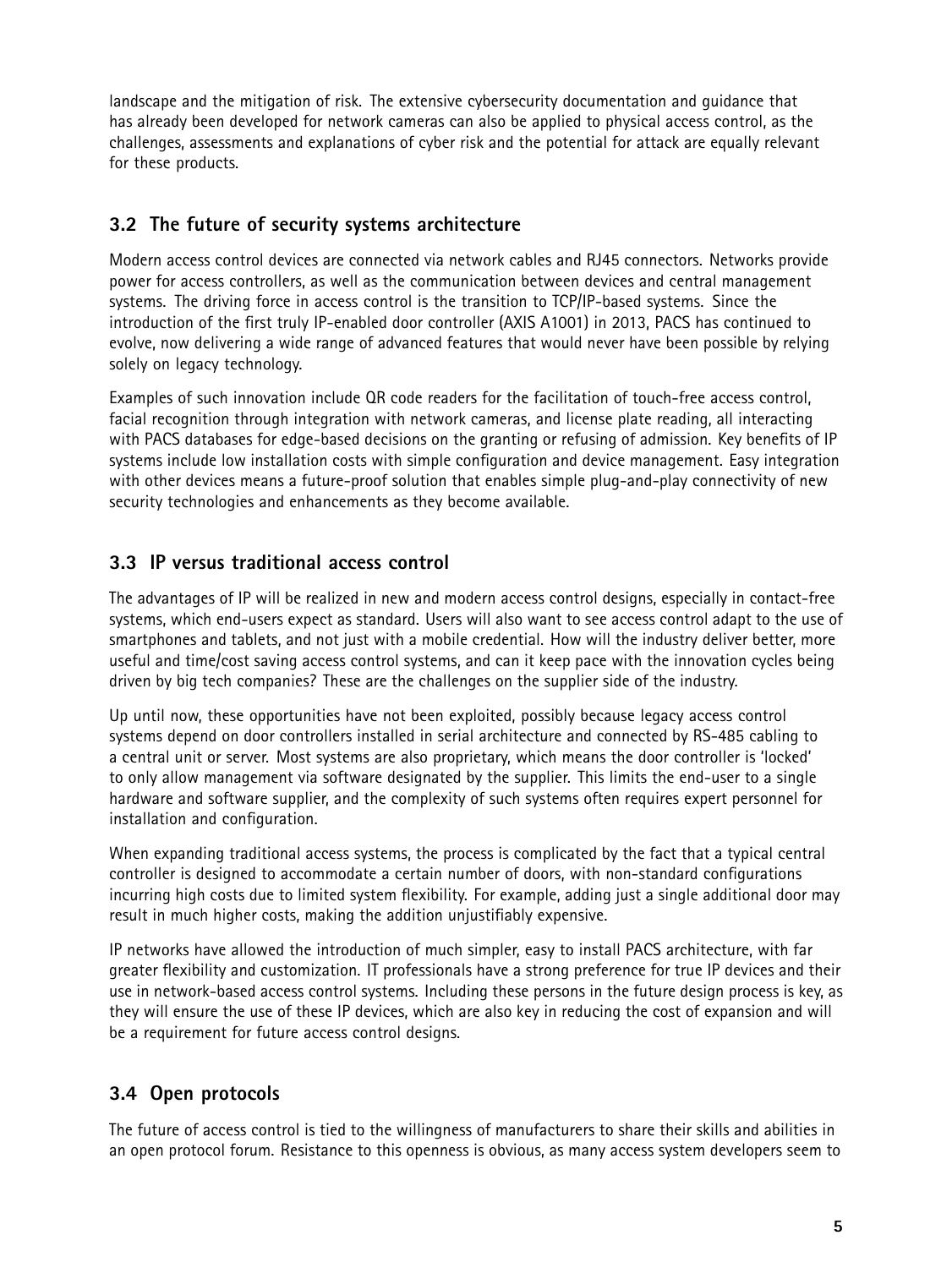landscape and the mitigation of risk. The extensive cybersecurity documentation and guidance that has already been developed for network cameras can also be applied to physical access control, as the challenges, assessments and explanations of cyber risk and the potential for attack are equally relevant for these products.

## 3.2 The future of security systems architecture

Modern access control devices are connected via network cables and RJ45 connectors. Networks provide power for access controllers, as well as the communication between devices and central management systems. The driving force in access control is the transition to TCP/IP-based systems. Since the introduction of the first truly IP-enabled door controller (AXIS A1001) in 2013, PACS has continued to evolve, now delivering a wide range of advanced features that would never have been possible by relying solely on legacy technology.

Examples of such innovation include QR code readers for the facilitation of touch-free access control, facial recognition through integration with network cameras, and license plate reading, all interacting with PACS databases for edge-based decisions on the granting or refusing of admission. Key benefits of IP systems include low installation costs with simple configuration and device management. Easy integration with other devices means a future-proof solution that enables simple plug-and-play connectivity of new security technologies and enhancements as they become available.

## 3.3 IP versus traditional access control

The advantages of IP will be realized in new and modern access control designs, especially in contact-free systems, which end-users expect as standard. Users will also want to see access control adapt to the use of smartphones and tablets, and not just with a mobile credential. How will the industry deliver better, more useful and time/cost saving access control systems, and can it keep pace with the innovation cycles being driven by big tech companies? These are the challenges on the supplier side of the industry.

Up until now, these opportunities have not been exploited, possibly because legacy access control systems depend on door controllers installed in serial architecture and connected by RS-485 cabling to a central unit or server. Most systems are also proprietary, which means the door controller is 'locked' to only allow management via software designated by the supplier. This limits the end-user to a single hardware and software supplier, and the complexity of such systems often requires expert personnel for installation and configuration.

When expanding traditional access systems, the process is complicated by the fact that a typical central controller is designed to accommodate a certain number of doors, with non-standard configurations incurring high costs due to limited system flexibility. For example, adding just a single additional door may result in much higher costs, making the addition unjustifiably expensive.

IP networks have allowed the introduction of much simpler, easy to install PACS architecture, with far greater flexibility and customization. IT professionals have a strong preference for true IP devices and their use in network-based access control systems. Including these persons in the future design process is key, as they will ensure the use of these IP devices, which are also key in reducing the cost of expansion and will be a requirement for future access control designs.

## 3.4 Open protocols

The future of access control is tied to the willingness of manufacturers to share their skills and abilities in an open protocol forum. Resistance to this openness is obvious, as many access system developers seem to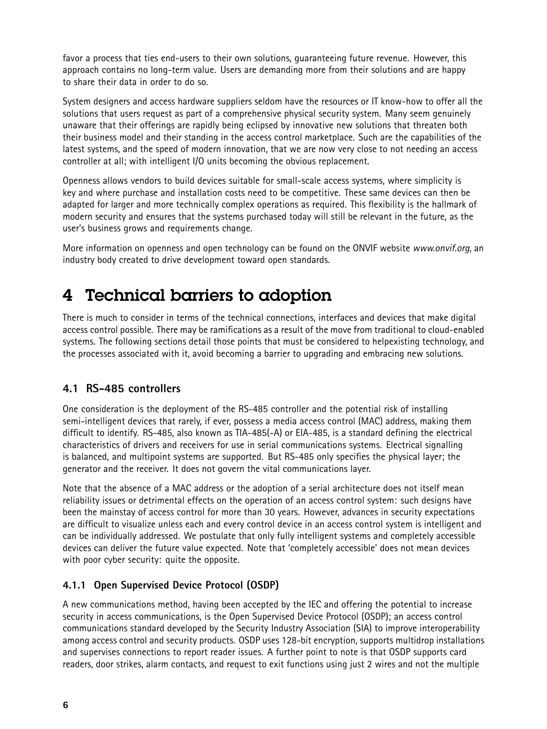favor a process that ties end-users to their own solutions, guaranteeing future revenue. However, this approach contains no long-term value. Users are demanding more from their solutions and are happy to share their data in order to do so.

System designers and access hardware suppliers seldom have the resources or IT know-how to offer all the solutions that users request as part of a comprehensive physical security system. Many seem genuinely unaware that their offerings are rapidly being eclipsed by innovative new solutions that threaten both their business model and their standing in the access control marketplace. Such are the capabilities of the latest systems, and the speed of modern innovation, that we are now very close to not needing an access controller at all; with intelligent I/O units becoming the obvious replacement.

Openness allows vendors to build devices suitable for small-scale access systems, where simplicity is key and where purchase and installation costs need to be competitive. These same devices can then be adapted for larger and more technically complex operations as required. This flexibility is the hallmark of modern security and ensures that the systems purchased today will still be relevant in the future, as the user's business grows and requirements change.

More information on openness and open technology can be found on the ONVIF website *www.onvif.org*, an industry body created to drive development toward open standards.

# 4 Technical barriers to adoption

There is much to consider in terms of the technical connections, interfaces and devices that make digital access control possible. There may be ramifications as a result of the move from traditional to cloud-enabled systems. The following sections detail those points that must be considered to helpexisting technology, and the processes associated with it, avoid becoming a barrier to upgrading and embracing new solutions.

## 4.1 RS-485 controllers

One consideration is the deployment of the RS-485 controller and the potential risk of installing semi-intelligent devices that rarely, if ever, possess a media access control (MAC) address, making them difficult to identify. RS-485, also known as TIA-485(-A) or EIA-485, is a standard defining the electrical characteristics of drivers and receivers for use in serial communications systems. Electrical signalling is balanced, and multipoint systems are supported. But RS-485 only specifies the physical layer; the generator and the receiver. It does not govern the vital communications layer.

Note that the absence of a MAC address or the adoption of a serial architecture does not itself mean reliability issues or detrimental effects on the operation of an access control system: such designs have been the mainstay of access control for more than 30 years. However, advances in security expectations are difficult to visualize unless each and every control device in an access control system is intelligent and can be individually addressed. We postulate that only fully intelligent systems and completely accessible devices can deliver the future value expected. Note that 'completely accessible' does not mean devices with poor cyber security: quite the opposite.

### 4.1.1 Open Supervised Device Protocol (OSDP)

A new communications method, having been accepted by the IEC and offering the potential to increase security in access communications, is the Open Supervised Device Protocol (OSDP); an access control communications standard developed by the Security Industry Association (SIA) to improve interoperability among access control and security products. OSDP uses 128-bit encryption, supports multidrop installations and supervises connections to report reader issues. A further point to note is that OSDP supports card readers, door strikes, alarm contacts, and request to exit functions using just 2 wires and not the multiple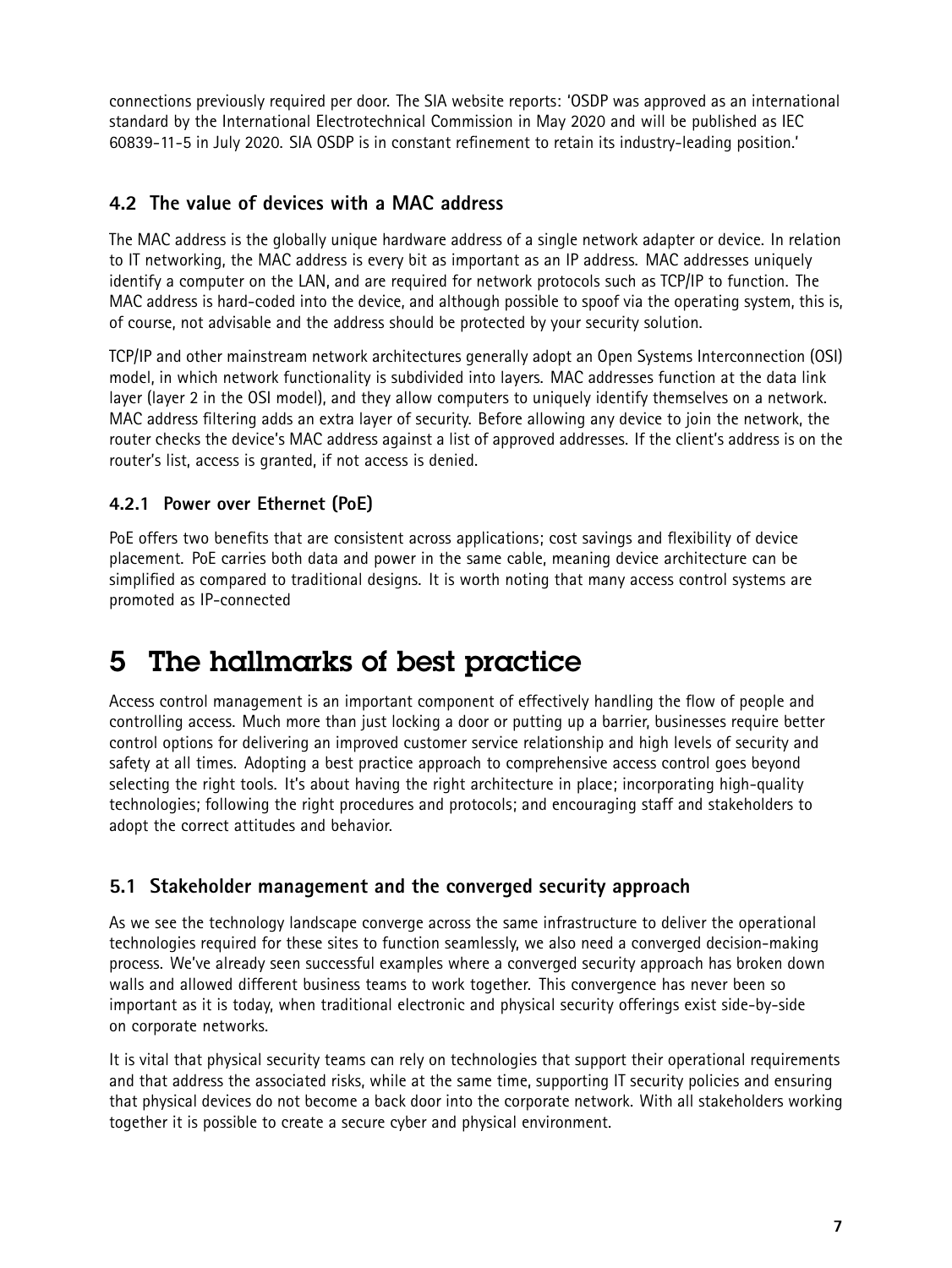connections previously required per door. The SIA website reports: 'OSDP was approved as an international standard by the International Electrotechnical Commission in May 2020 and will be published as IEC 60839-11-5 in July 2020. SIA OSDP is in constant refinement to retain its industry-leading position.'

### 4.2 The value of devices with a MAC address

The MAC address is the globally unique hardware address of a single network adapter or device. In relation to IT networking, the MAC address is every bit as important as an IP address. MAC addresses uniquely identify a computer on the LAN, and are required for network protocols such as TCP/IP to function. The MAC address is hard-coded into the device, and although possible to spoof via the operating system, this is, of course, not advisable and the address should be protected by your security solution.

TCP/IP and other mainstream network architectures generally adopt an Open Systems Interconnection (OSI) model, in which network functionality is subdivided into layers. MAC addresses function at the data link layer (layer 2 in the OSI model), and they allow computers to uniquely identify themselves on a network. MAC address filtering adds an extra layer of security. Before allowing any device to join the network, the router checks the device's MAC address against a list of approved addresses. If the client's address is on the router's list, access is granted, if not access is denied.

#### 4.2.1 Power over Ethernet (PoE)

PoE offers two benefits that are consistent across applications; cost savings and flexibility of device placement. PoE carries both data and power in the same cable, meaning device architecture can be simplified as compared to traditional designs. It is worth noting that many access control systems are promoted as IP-connected

# 5 The hallmarks of best practice

Access control management is an important component of effectively handling the flow of people and controlling access. Much more than just locking a door or putting up a barrier, businesses require better control options for delivering an improved customer service relationship and high levels of security and safety at all times. Adopting a best practice approach to comprehensive access control goes beyond selecting the right tools. It's about having the right architecture in place; incorporating high-quality technologies; following the right procedures and protocols; and encouraging staff and stakeholders to adopt the correct attitudes and behavior.

### 5.1 Stakeholder management and the converged security approach

As we see the technology landscape converge across the same infrastructure to deliver the operational technologies required for these sites to function seamlessly, we also need a converged decision-making process. We've already seen successful examples where a converged security approach has broken down walls and allowed different business teams to work together. This convergence has never been so important as it is today, when traditional electronic and physical security offerings exist side-by-side on corporate networks.

It is vital that physical security teams can rely on technologies that support their operational requirements and that address the associated risks, while at the same time, supporting IT security policies and ensuring that physical devices do not become a back door into the corporate network. With all stakeholders working together it is possible to create a secure cyber and physical environment.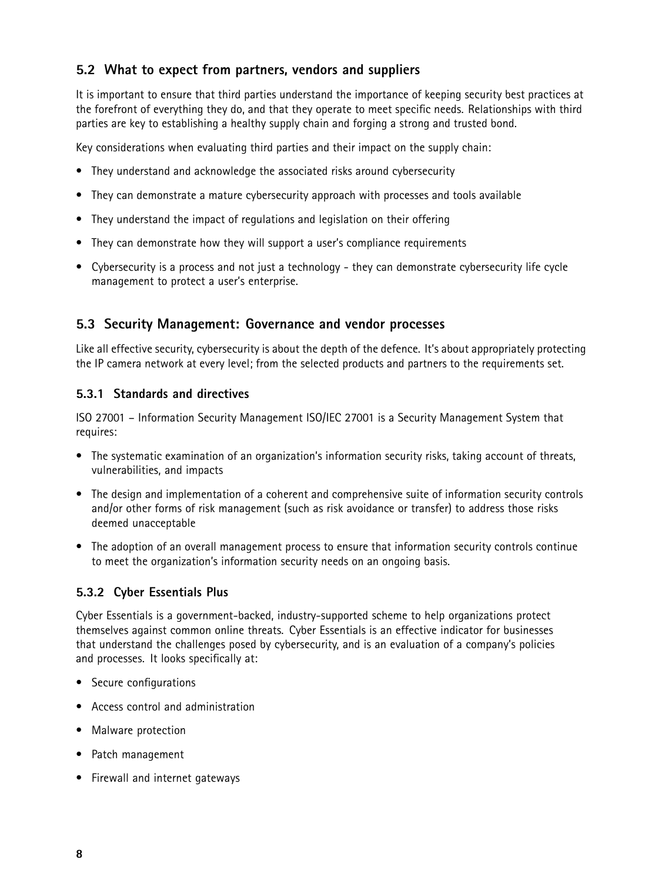## 5.2 What to expect from partners, vendors and suppliers

It is important to ensure that third parties understand the importance of keeping security best practices at the forefront of everything they do, and that they operate to meet specific needs. Relationships with third parties are key to establishing a healthy supply chain and forging a strong and trusted bond.

Key considerations when evaluating third parties and their impact on the supply chain:

- They understand and acknowledge the associated risks around cybersecurity
- They can demonstrate a mature cybersecurity approach with processes and tools available
- They understand the impact of regulations and legislation on their offering
- They can demonstrate how they will support a user's compliance requirements
- Cybersecurity is a process and not just a technology - they can demonstrate cybersecurity life cycle management to protect a user's enterprise.

## 5.3 Security Management: Governance and vendor processes

Like all effective security, cybersecurity is about the depth of the defence. It's about appropriately protecting the IP camera network at every level; from the selected products and partners to the requirements set.

### 5.3.1 Standards and directives

ISO 27001 – Information Security Management ISO/IEC 27001 is a Security Management System that requires:

- The systematic examination of an organization's information security risks, taking account of threats, vulnerabilities, and impacts
- The design and implementation of a coherent and comprehensive suite of information security controls and/or other forms of risk management (such as risk avoidance or transfer) to address those risks deemed unacceptable
- The adoption of an overall management process to ensure that information security controls continue to meet the organization's information security needs on an ongoing basis.

### 5.3.2 Cyber Essentials Plus

Cyber Essentials is a government-backed, industry-supported scheme to help organizations protect themselves against common online threats. Cyber Essentials is an effective indicator for businesses that understand the challenges posed by cybersecurity, and is an evaluation of a company's policies and processes. It looks specifically at:

- Secure configurations
- Access control and administration
- Malware protection
- Patch management
- Firewall and internet gateways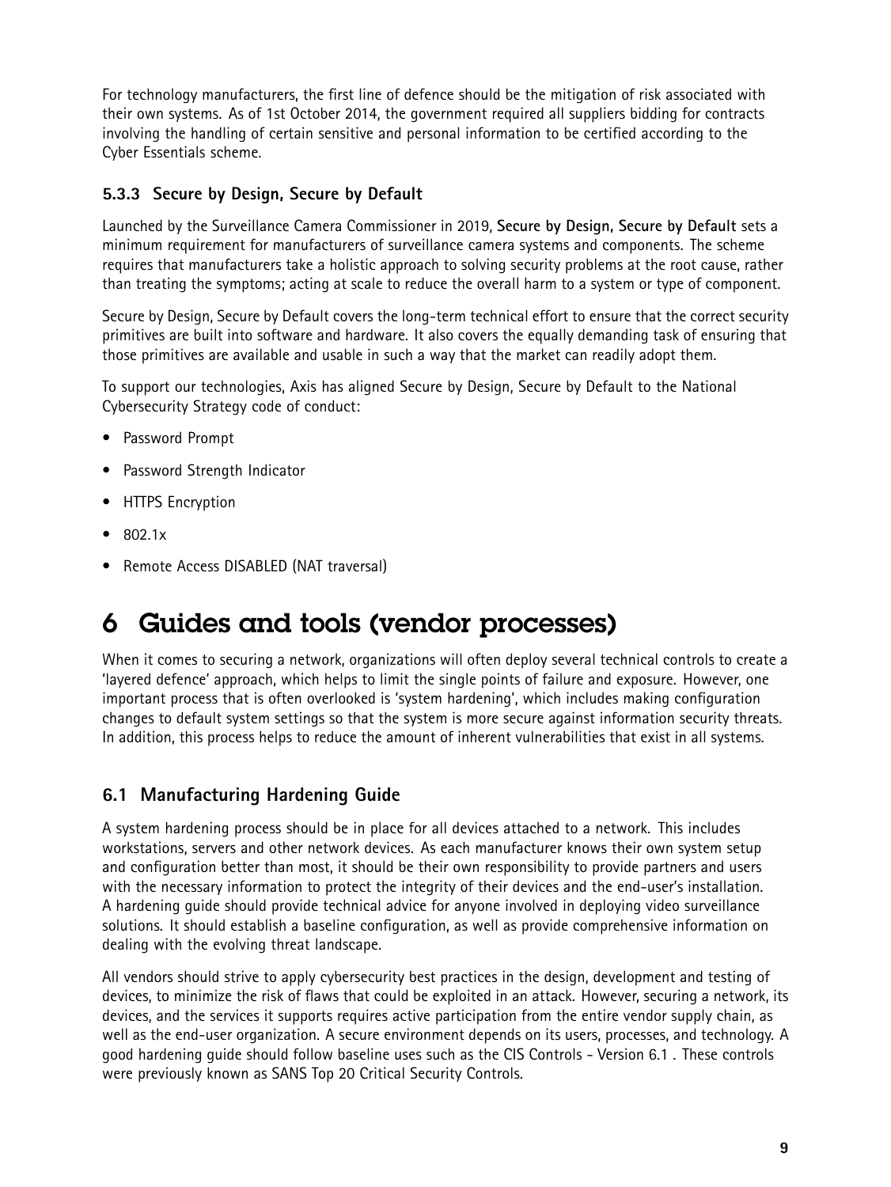For technology manufacturers, the first line of defence should be the mitigation of risk associated with their own systems. As of 1st October 2014, the government required all suppliers bidding for contracts involving the handling of certain sensitive and personal information to be certified according to the Cyber Essentials scheme.

### 5.3.3 Secure by Design, Secure by Default

Launched by the Surveillance Camera Commissioner in 2019, **Secure by Design, Secure by Default** sets a minimum requirement for manufacturers of surveillance camera systems and components. The scheme requires that manufacturers take a holistic approach to solving security problems at the root cause, rather than treating the symptoms; acting at scale to reduce the overall harm to a system or type of component.

Secure by Design, Secure by Default covers the long-term technical effort to ensure that the correct security primitives are built into software and hardware. It also covers the equally demanding task of ensuring that those primitives are available and usable in such a way that the market can readily adopt them.

To support our technologies, Axis has aligned Secure by Design, Secure by Default to the National Cybersecurity Strategy code of conduct:

- Password Prompt
- Password Strength Indicator
- HTTPS Encryption
- 802.1x
- Remote Access DISABLED (NAT traversal)

# 6 Guides and tools (vendor processes)

When it comes to securing a network, organizations will often deploy several technical controls to create a 'layered defence' approach, which helps to limit the single points of failure and exposure. However, one important process that is often overlooked is 'system hardening', which includes making configuration changes to default system settings so that the system is more secure against information security threats. In addition, this process helps to reduce the amount of inherent vulnerabilities that exist in all systems.

## 6.1 Manufacturing Hardening Guide

A system hardening process should be in place for all devices attached to a network. This includes workstations, servers and other network devices. As each manufacturer knows their own system setup and configuration better than most, it should be their own responsibility to provide partners and users with the necessary information to protect the integrity of their devices and the end-user's installation. A hardening guide should provide technical advice for anyone involved in deploying video surveillance solutions. It should establish a baseline configuration, as well as provide comprehensive information on dealing with the evolving threat landscape.

All vendors should strive to apply cybersecurity best practices in the design, development and testing of devices, to minimize the risk of flaws that could be exploited in an attack. However, securing a network, its devices, and the services it supports requires active participation from the entire vendor supply chain, as well as the end-user organization. A secure environment depends on its users, processes, and technology. A good hardening guide should follow baseline uses such as the CIS Controls - Version 6.1 . These controls were previously known as SANS Top 20 Critical Security Controls.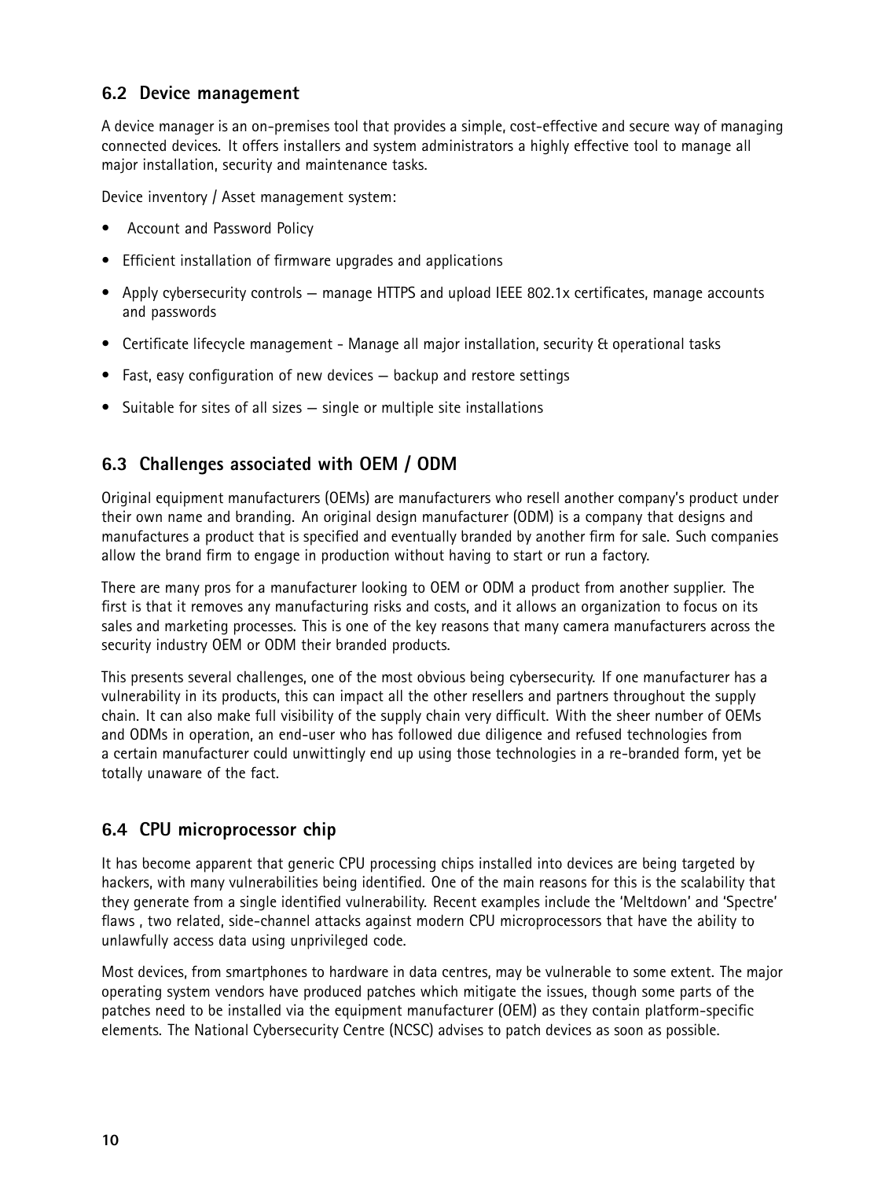## 6.2 Device management

A device manager is an on-premises tool that provides a simple, cost-effective and secure way of managing connected devices. It offers installers and system administrators a highly effective tool to manage all major installation, security and maintenance tasks.

Device inventory / Asset management system:

- Account and Password Policy
- Efficient installation of firmware upgrades and applications
- Apply cybersecurity controls – manage HTTPS and upload IEEE 802.1x certificates, manage accounts and passwords
- Certificate lifecycle management - Manage all major installation, security & operational tasks
- Fast, easy configuration of new devices – backup and restore settings
- Suitable for sites of all sizes – single or multiple site installations

## 6.3 Challenges associated with OEM / ODM

Original equipment manufacturers (OEMs) are manufacturers who resell another company's product under their own name and branding. An original design manufacturer (ODM) is a company that designs and manufactures a product that is specified and eventually branded by another firm for sale. Such companies allow the brand firm to engage in production without having to start or run a factory.

There are many pros for a manufacturer looking to OEM or ODM a product from another supplier. The first is that it removes any manufacturing risks and costs, and it allows an organization to focus on its sales and marketing processes. This is one of the key reasons that many camera manufacturers across the security industry OEM or ODM their branded products.

This presents several challenges, one of the most obvious being cybersecurity. If one manufacturer has a vulnerability in its products, this can impact all the other resellers and partners throughout the supply chain. It can also make full visibility of the supply chain very difficult. With the sheer number of OEMs and ODMs in operation, an end-user who has followed due diligence and refused technologies from a certain manufacturer could unwittingly end up using those technologies in a re-branded form, yet be totally unaware of the fact.

## 6.4 CPU microprocessor chip

It has become apparent that generic CPU processing chips installed into devices are being targeted by hackers, with many vulnerabilities being identified. One of the main reasons for this is the scalability that they generate from a single identified vulnerability. Recent examples include the 'Meltdown' and 'Spectre' flaws , two related, side-channel attacks against modern CPU microprocessors that have the ability to unlawfully access data using unprivileged code.

Most devices, from smartphones to hardware in data centres, may be vulnerable to some extent. The major operating system vendors have produced patches which mitigate the issues, though some parts of the patches need to be installed via the equipment manufacturer (OEM) as they contain platform-specific elements. The National Cybersecurity Centre (NCSC) advises to patch devices as soon as possible.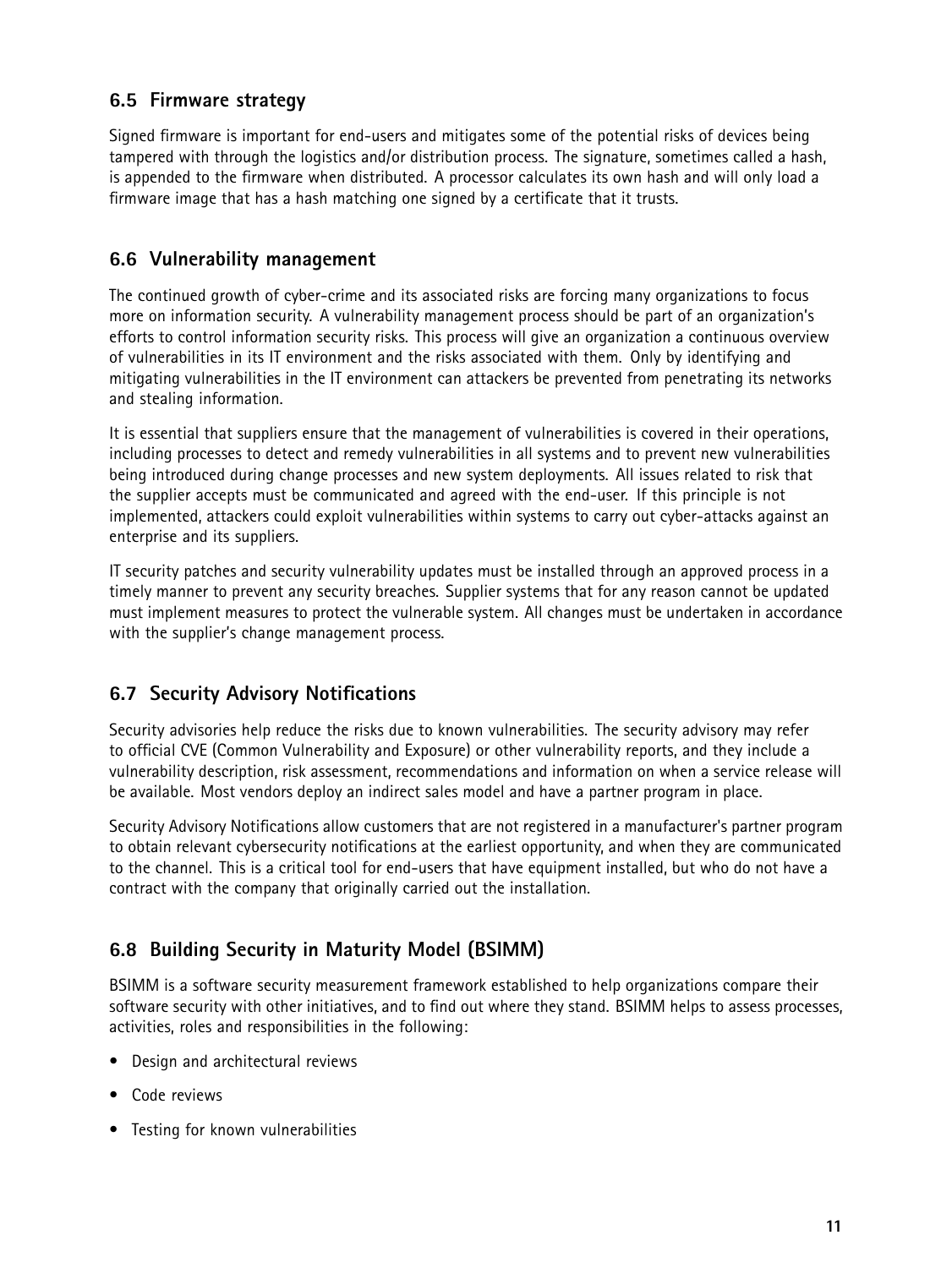### 6.5 Firmware strategy

Signed firmware is important for end-users and mitigates some of the potential risks of devices being tampered with through the logistics and/or distribution process. The signature, sometimes called a hash, is appended to the firmware when distributed. A processor calculates its own hash and will only load a firmware image that has a hash matching one signed by a certificate that it trusts.

### 6.6 Vulnerability management

The continued growth of cyber-crime and its associated risks are forcing many organizations to focus more on information security. A vulnerability management process should be part of an organization's efforts to control information security risks. This process will give an organization a continuous overview of vulnerabilities in its IT environment and the risks associated with them. Only by identifying and mitigating vulnerabilities in the IT environment can attackers be prevented from penetrating its networks and stealing information.

It is essential that suppliers ensure that the management of vulnerabilities is covered in their operations, including processes to detect and remedy vulnerabilities in all systems and to prevent new vulnerabilities being introduced during change processes and new system deployments. All issues related to risk that the supplier accepts must be communicated and agreed with the end-user. If this principle is not implemented, attackers could exploit vulnerabilities within systems to carry out cyber-attacks against an enterprise and its suppliers.

IT security patches and security vulnerability updates must be installed through an approved process in a timely manner to prevent any security breaches. Supplier systems that for any reason cannot be updated must implement measures to protect the vulnerable system. All changes must be undertaken in accordance with the supplier's change management process.

### 6.7 Security Advisory Notifications

Security advisories help reduce the risks due to known vulnerabilities. The security advisory may refer to official CVE (Common Vulnerability and Exposure) or other vulnerability reports, and they include a vulnerability description, risk assessment, recommendations and information on when a service release will be available. Most vendors deploy an indirect sales model and have a partner program in place.

Security Advisory Notifications allow customers that are not registered in a manufacturer's partner program to obtain relevant cybersecurity notifications at the earliest opportunity, and when they are communicated to the channel. This is a critical tool for end-users that have equipment installed, but who do not have a contract with the company that originally carried out the installation.

### 6.8 Building Security in Maturity Model (BSIMM)

BSIMM is a software security measurement framework established to help organizations compare their software security with other initiatives, and to find out where they stand. BSIMM helps to assess processes, activities, roles and responsibilities in the following:

- Design and architectural reviews
- Code reviews
- Testing for known vulnerabilities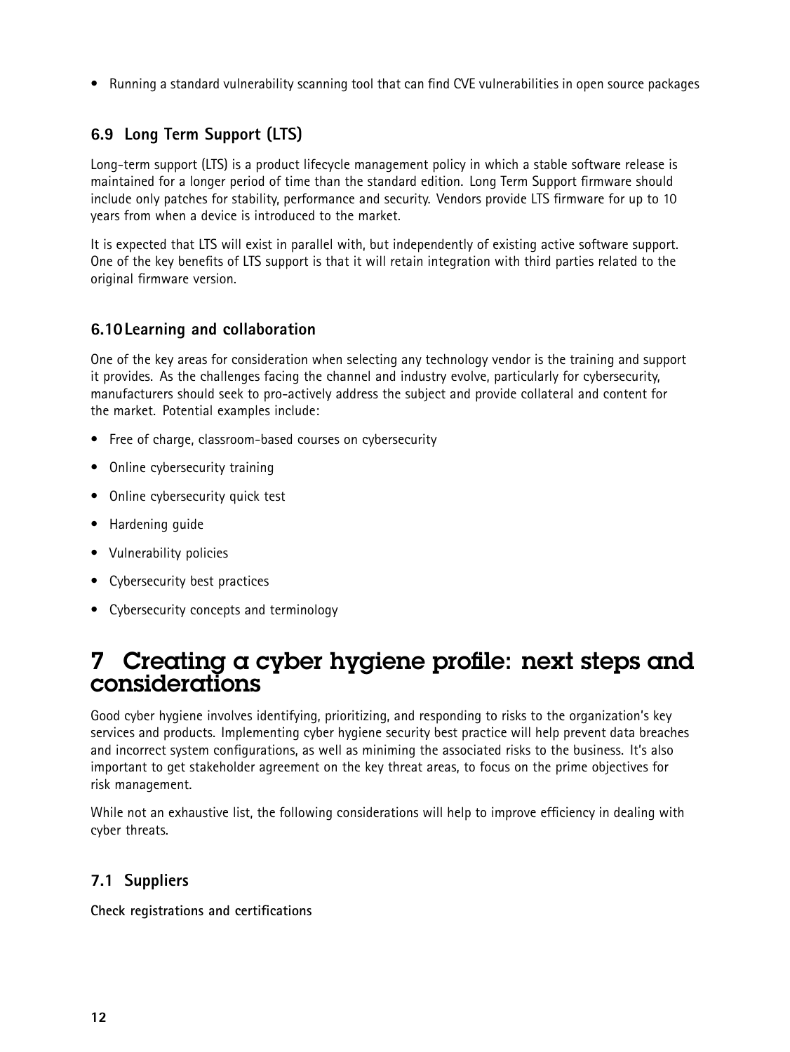- Running a standard vulnerability scanning tool that can find CVE vulnerabilities in open source packages

### 6.9 Long Term Support (LTS)

Long-term support (LTS) is a product lifecycle management policy in which a stable software release is maintained for a longer period of time than the standard edition. Long Term Support firmware should include only patches for stability, performance and security. Vendors provide LTS firmware for up to 10 years from when a device is introduced to the market.

It is expected that LTS will exist in parallel with, but independently of existing active software support. One of the key benefits of LTS support is that it will retain integration with third parties related to the original firmware version.

### 6.10 Learning and collaboration

One of the key areas for consideration when selecting any technology vendor is the training and support it provides. As the challenges facing the channel and industry evolve, particularly for cybersecurity, manufacturers should seek to pro-actively address the subject and provide collateral and content for the market. Potential examples include:

- Free of charge, classroom-based courses on cybersecurity
- Online cybersecurity training
- Online cybersecurity quick test
- Hardening guide
- Vulnerability policies
- Cybersecurity best practices
- Cybersecurity concepts and terminology

# 7 Creating a cyber hygiene profile: next steps and considerations

Good cyber hygiene involves identifying, prioritizing, and responding to risks to the organization's key services and products. Implementing cyber hygiene security best practice will help prevent data breaches and incorrect system configurations, as well as miniming the associated risks to the business. It's also important to get stakeholder agreement on the key threat areas, to focus on the prime objectives for risk management.

While not an exhaustive list, the following considerations will help to improve efficiency in dealing with cyber threats.

### 7.1 Suppliers

**Check registrations and certifications**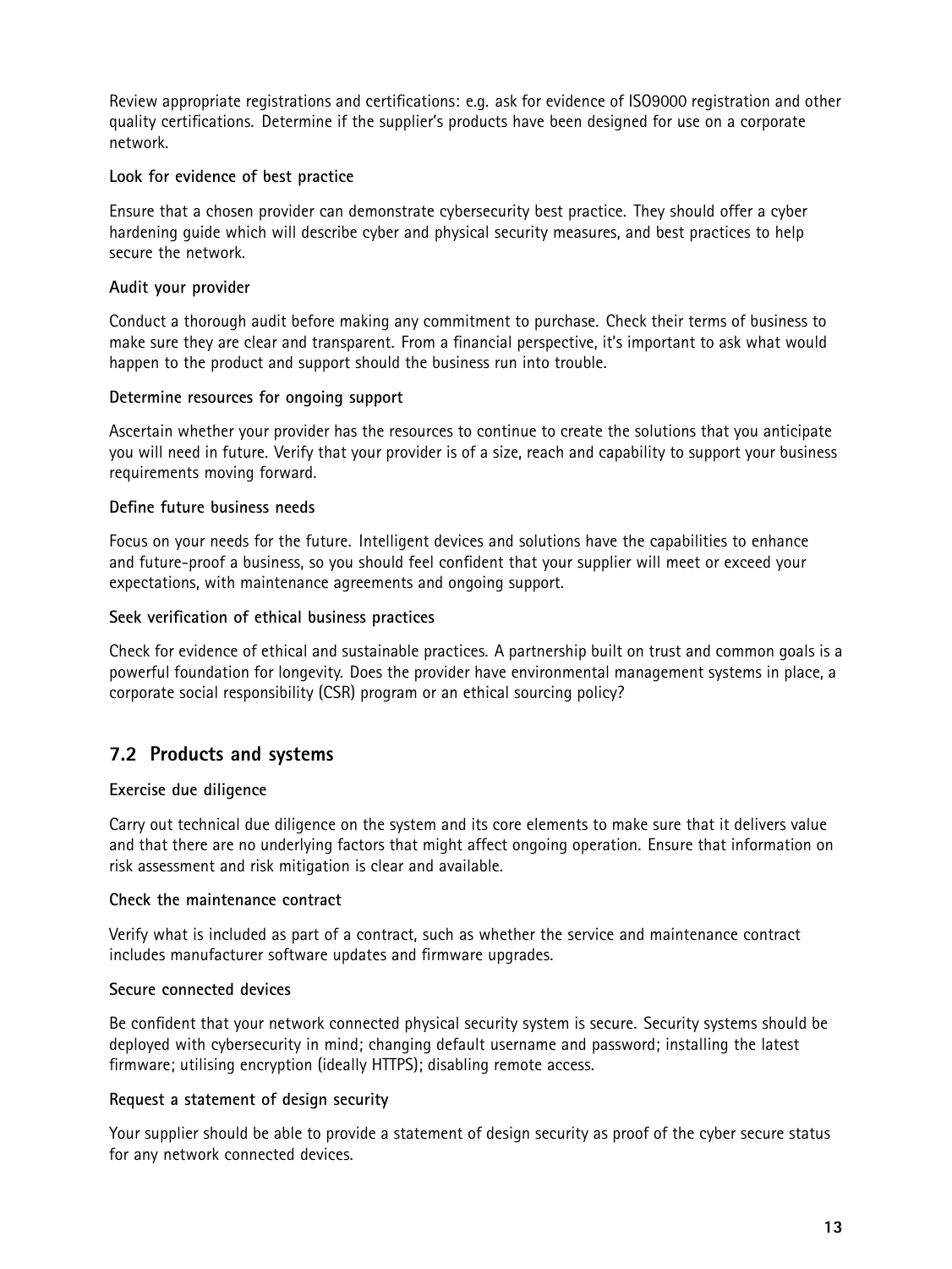Review appropriate registrations and certifications: e.g. ask for evidence of ISO9000 registration and other quality certifications. Determine if the supplier's products have been designed for use on a corporate network.

**Look for evidence of best practice**

Ensure that a chosen provider can demonstrate cybersecurity best practice. They should offer a cyber hardening guide which will describe cyber and physical security measures, and best practices to help secure the network.

**Audit your provider**

Conduct a thorough audit before making any commitment to purchase. Check their terms of business to make sure they are clear and transparent. From a financial perspective, it's important to ask what would happen to the product and support should the business run into trouble.

**Determine resources for ongoing support**

Ascertain whether your provider has the resources to continue to create the solutions that you anticipate you will need in future. Verify that your provider is of a size, reach and capability to support your business requirements moving forward.

**Define future business needs**

Focus on your needs for the future. Intelligent devices and solutions have the capabilities to enhance and future-proof a business, so you should feel confident that your supplier will meet or exceed your expectations, with maintenance agreements and ongoing support.

**Seek verification of ethical business practices**

Check for evidence of ethical and sustainable practices. A partnership built on trust and common goals is a powerful foundation for longevity. Does the provider have environmental management systems in place, a corporate social responsibility (CSR) program or an ethical sourcing policy?

## 7.2 Products and systems

**Exercise due diligence**

Carry out technical due diligence on the system and its core elements to make sure that it delivers value and that there are no underlying factors that might affect ongoing operation. Ensure that information on risk assessment and risk mitigation is clear and available.

**Check the maintenance contract**

Verify what is included as part of a contract, such as whether the service and maintenance contract includes manufacturer software updates and firmware upgrades.

**Secure connected devices**

Be confident that your network connected physical security system is secure. Security systems should be deployed with cybersecurity in mind; changing default username and password; installing the latest firmware; utilising encryption (ideally HTTPS); disabling remote access.

**Request a statement of design security**

Your supplier should be able to provide a statement of design security as proof of the cyber secure status for any network connected devices.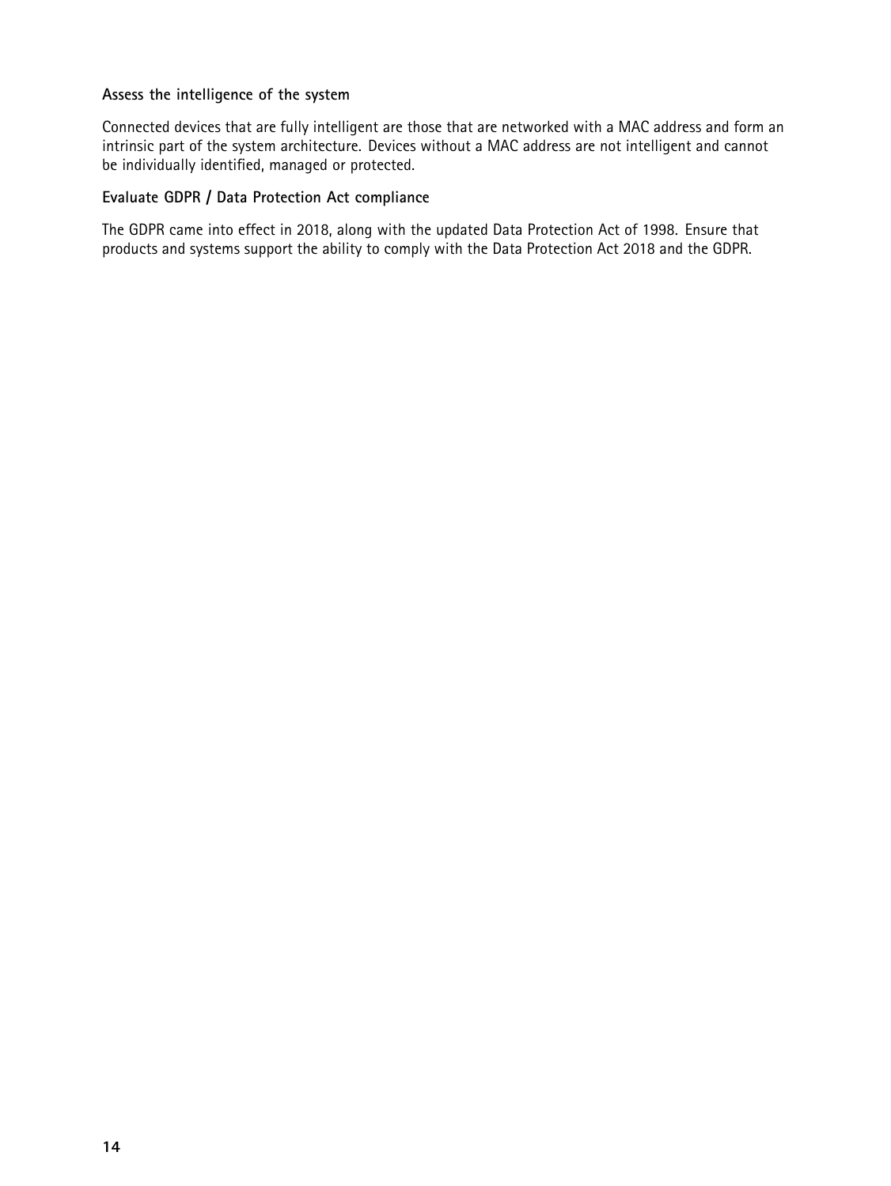**Assess the intelligence of the system**

Connected devices that are fully intelligent are those that are networked with a MAC address and form an intrinsic part of the system architecture. Devices without a MAC address are not intelligent and cannot be individually identified, managed or protected.

**Evaluate GDPR / Data Protection Act compliance**

The GDPR came into effect in 2018, along with the updated Data Protection Act of 1998. Ensure that products and systems support the ability to comply with the Data Protection Act 2018 and the GDPR.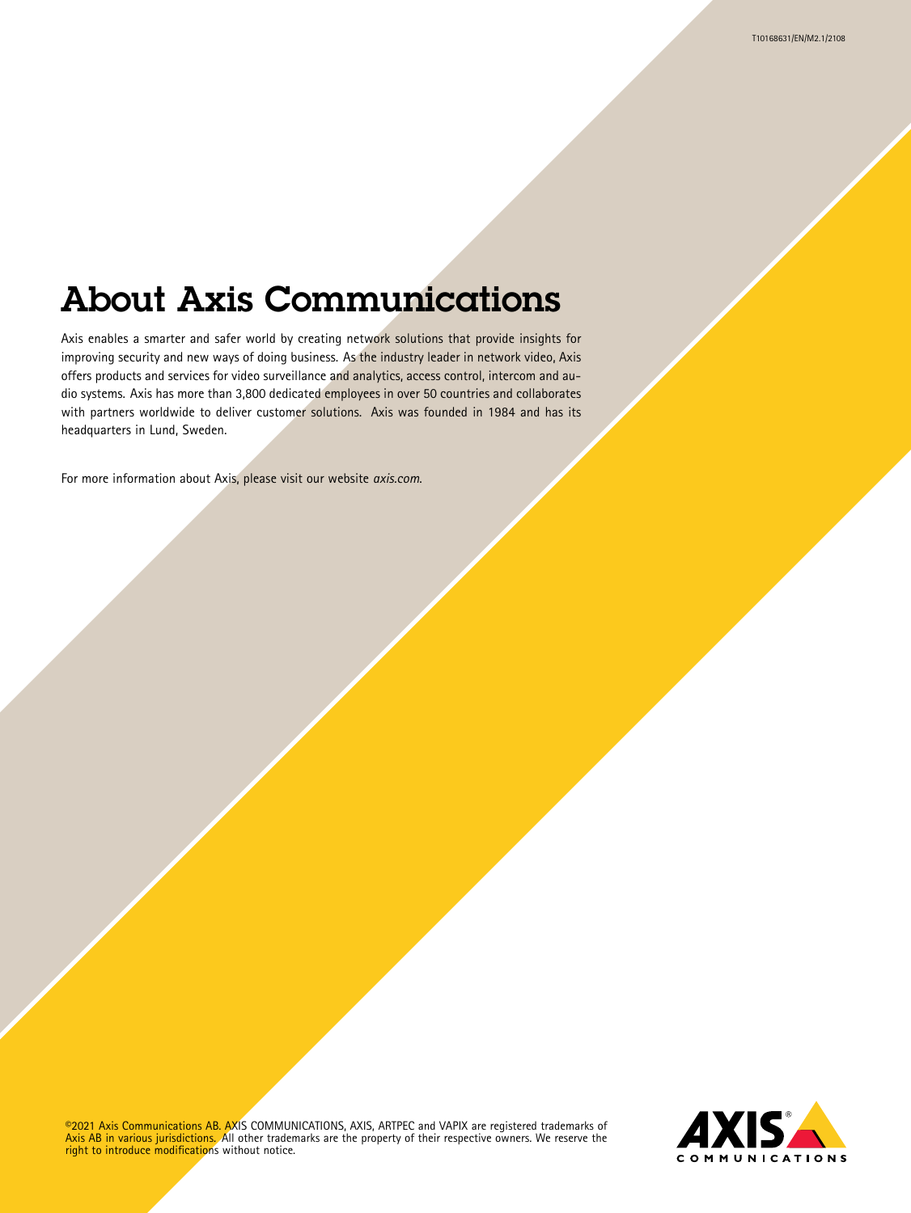T10168631/EN/M2.1/2108

# About Axis Communications

Axis enables a smarter and safer world by creating network solutions that provide insights for improving security and new ways of doing business. As the industry leader in network video, Axis offers products and services for video surveillance and analytics, access control, intercom and audio systems. Axis has more than 3,800 dedicated employees in over 50 countries and collaborates with partners worldwide to deliver customer solutions. Axis was founded in 1984 and has its headquarters in Lund, Sweden.

For more information about Axis, please visit our website *axis.com*.

©2021 Axis Communications AB. AXIS COMMUNICATIONS, AXIS, ARTPEC and VAPIX are registered trademarks of Axis AB in various jurisdictions. All other trademarks are the property of their respective owners. We reserve the right to introduce modifications without notice.

AXIS® COMMUNICATIONS